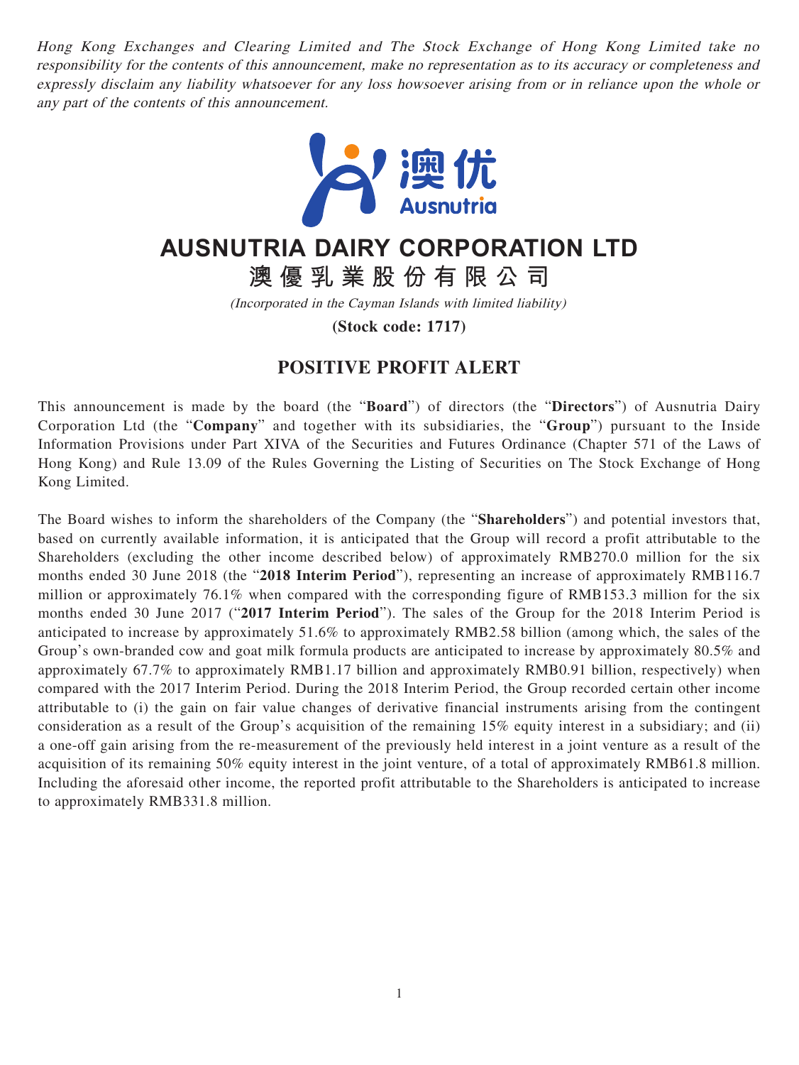*Hong Kong Exchanges and Clearing Limited and The Stock Exchange of Hong Kong Limited take no responsibility for the contents of this announcement, make no representation as to its accuracy or completeness and expressly disclaim any liability whatsoever for any loss howsoever arising from or in reliance upon the whole or any part of the contents of this announcement.*

澳优
Ausnutria

# AUSNUTRIA DAIRY CORPORATION LTD

# 澳優乳業股份有限公司

*(Incorporated in the Cayman Islands with limited liability)*

**(Stock code: 1717)**

## POSITIVE PROFIT ALERT

This announcement is made by the board (the "**Board**") of directors (the "**Directors**") of Ausnutria Dairy Corporation Ltd (the "**Company**" and together with its subsidiaries, the "**Group**") pursuant to the Inside Information Provisions under Part XIVA of the Securities and Futures Ordinance (Chapter 571 of the Laws of Hong Kong) and Rule 13.09 of the Rules Governing the Listing of Securities on The Stock Exchange of Hong Kong Limited.

The Board wishes to inform the shareholders of the Company (the "**Shareholders**") and potential investors that, based on currently available information, it is anticipated that the Group will record a profit attributable to the Shareholders (excluding the other income described below) of approximately RMB270.0 million for the six months ended 30 June 2018 (the "**2018 Interim Period**"), representing an increase of approximately RMB116.7 million or approximately 76.1% when compared with the corresponding figure of RMB153.3 million for the six months ended 30 June 2017 ("**2017 Interim Period**"). The sales of the Group for the 2018 Interim Period is anticipated to increase by approximately 51.6% to approximately RMB2.58 billion (among which, the sales of the Group's own-branded cow and goat milk formula products are anticipated to increase by approximately 80.5% and approximately 67.7% to approximately RMB1.17 billion and approximately RMB0.91 billion, respectively) when compared with the 2017 Interim Period. During the 2018 Interim Period, the Group recorded certain other income attributable to (i) the gain on fair value changes of derivative financial instruments arising from the contingent consideration as a result of the Group's acquisition of the remaining 15% equity interest in a subsidiary; and (ii) a one-off gain arising from the re-measurement of the previously held interest in a joint venture as a result of the acquisition of its remaining 50% equity interest in the joint venture, of a total of approximately RMB61.8 million. Including the aforesaid other income, the reported profit attributable to the Shareholders is anticipated to increase to approximately RMB331.8 million.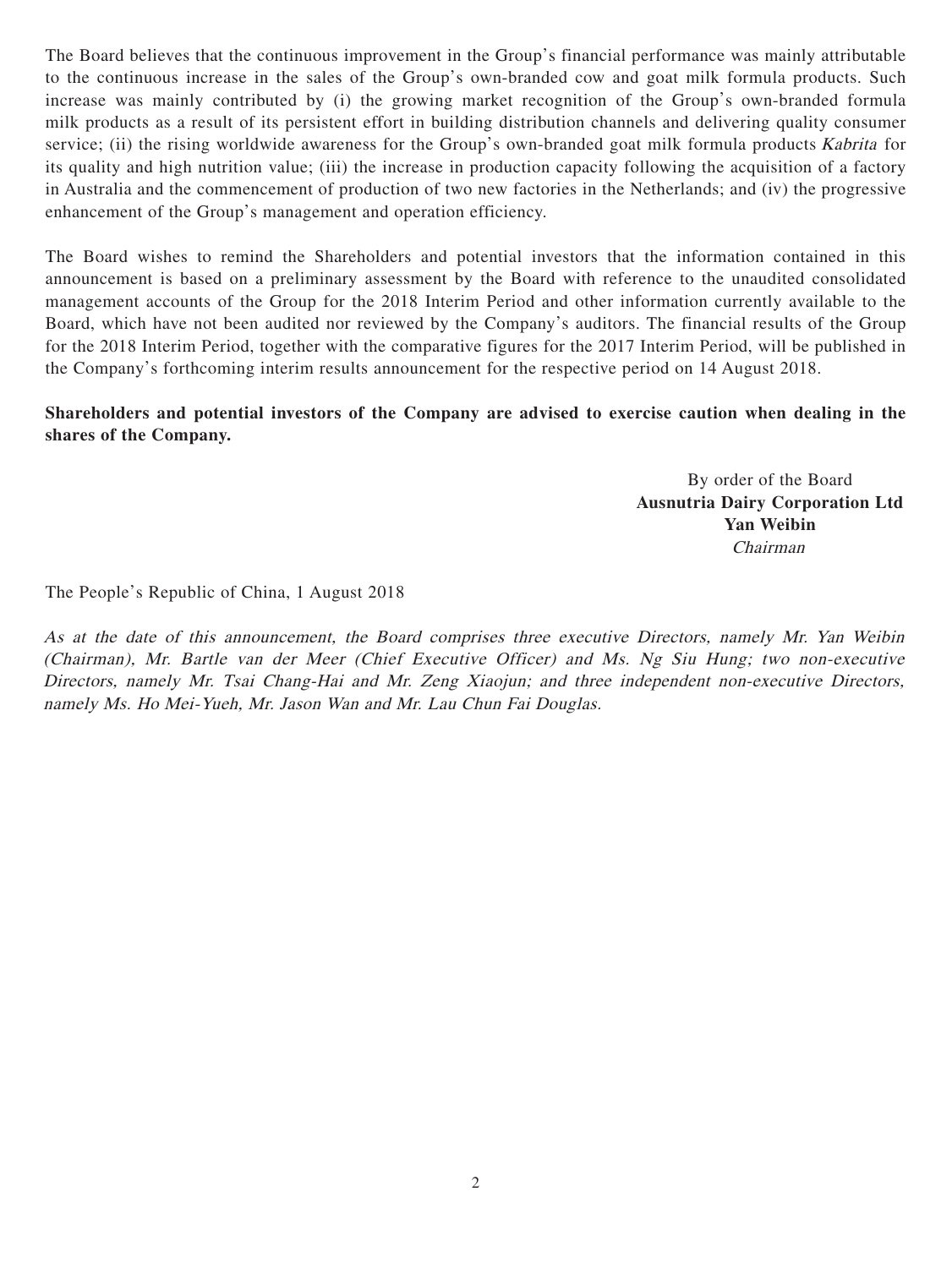The Board believes that the continuous improvement in the Group's financial performance was mainly attributable to the continuous increase in the sales of the Group's own-branded cow and goat milk formula products. Such increase was mainly contributed by (i) the growing market recognition of the Group's own-branded formula milk products as a result of its persistent effort in building distribution channels and delivering quality consumer service; (ii) the rising worldwide awareness for the Group's own-branded goat milk formula products *Kabrita* for its quality and high nutrition value; (iii) the increase in production capacity following the acquisition of a factory in Australia and the commencement of production of two new factories in the Netherlands; and (iv) the progressive enhancement of the Group's management and operation efficiency.

The Board wishes to remind the Shareholders and potential investors that the information contained in this announcement is based on a preliminary assessment by the Board with reference to the unaudited consolidated management accounts of the Group for the 2018 Interim Period and other information currently available to the Board, which have not been audited nor reviewed by the Company's auditors. The financial results of the Group for the 2018 Interim Period, together with the comparative figures for the 2017 Interim Period, will be published in the Company's forthcoming interim results announcement for the respective period on 14 August 2018.

**Shareholders and potential investors of the Company are advised to exercise caution when dealing in the shares of the Company.**

By order of the Board
**Ausnutria Dairy Corporation Ltd**
**Yan Weibin**
*Chairman*

The People's Republic of China, 1 August 2018

*As at the date of this announcement, the Board comprises three executive Directors, namely Mr. Yan Weibin (Chairman), Mr. Bartle van der Meer (Chief Executive Officer) and Ms. Ng Siu Hung; two non-executive Directors, namely Mr. Tsai Chang-Hai and Mr. Zeng Xiaojun; and three independent non-executive Directors, namely Ms. Ho Mei-Yueh, Mr. Jason Wan and Mr. Lau Chun Fai Douglas.*